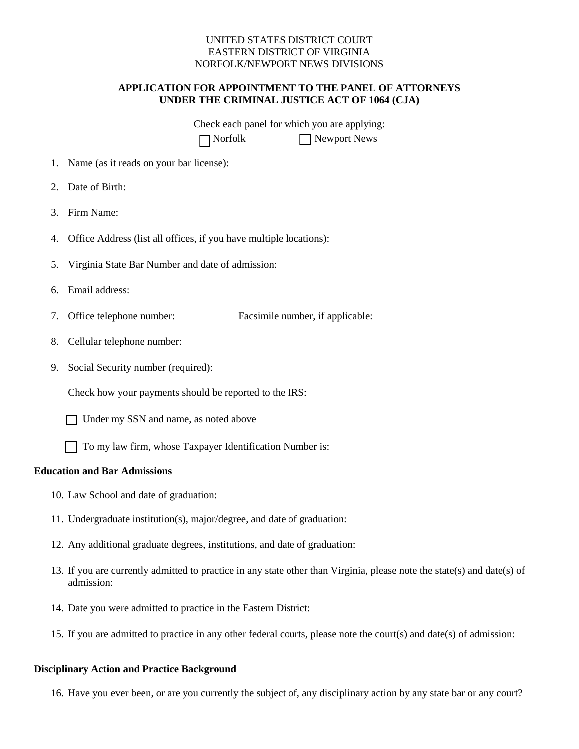UNITED STATES DISTRICT COURT
EASTERN DISTRICT OF VIRGINIA
NORFOLK/NEWPORT NEWS DIVISIONS

**APPLICATION FOR APPOINTMENT TO THE PANEL OF ATTORNEYS UNDER THE CRIMINAL JUSTICE ACT OF 1064 (CJA)**

Check each panel for which you are applying:

☐ Norfolk ☐ Newport News

1. Name (as it reads on your bar license):
2. Date of Birth:
3. Firm Name:
4. Office Address (list all offices, if you have multiple locations):
5. Virginia State Bar Number and date of admission:
6. Email address:
7. Office telephone number: Facsimile number, if applicable:
8. Cellular telephone number:
9. Social Security number (required):

   Check how your payments should be reported to the IRS:

   ☐ Under my SSN and name, as noted above

   ☐ To my law firm, whose Taxpayer Identification Number is:

**Education and Bar Admissions**

10. Law School and date of graduation:
11. Undergraduate institution(s), major/degree, and date of graduation:
12. Any additional graduate degrees, institutions, and date of graduation:
13. If you are currently admitted to practice in any state other than Virginia, please note the state(s) and date(s) of admission:
14. Date you were admitted to practice in the Eastern District:
15. If you are admitted to practice in any other federal courts, please note the court(s) and date(s) of admission:

**Disciplinary Action and Practice Background**

16. Have you ever been, or are you currently the subject of, any disciplinary action by any state bar or any court?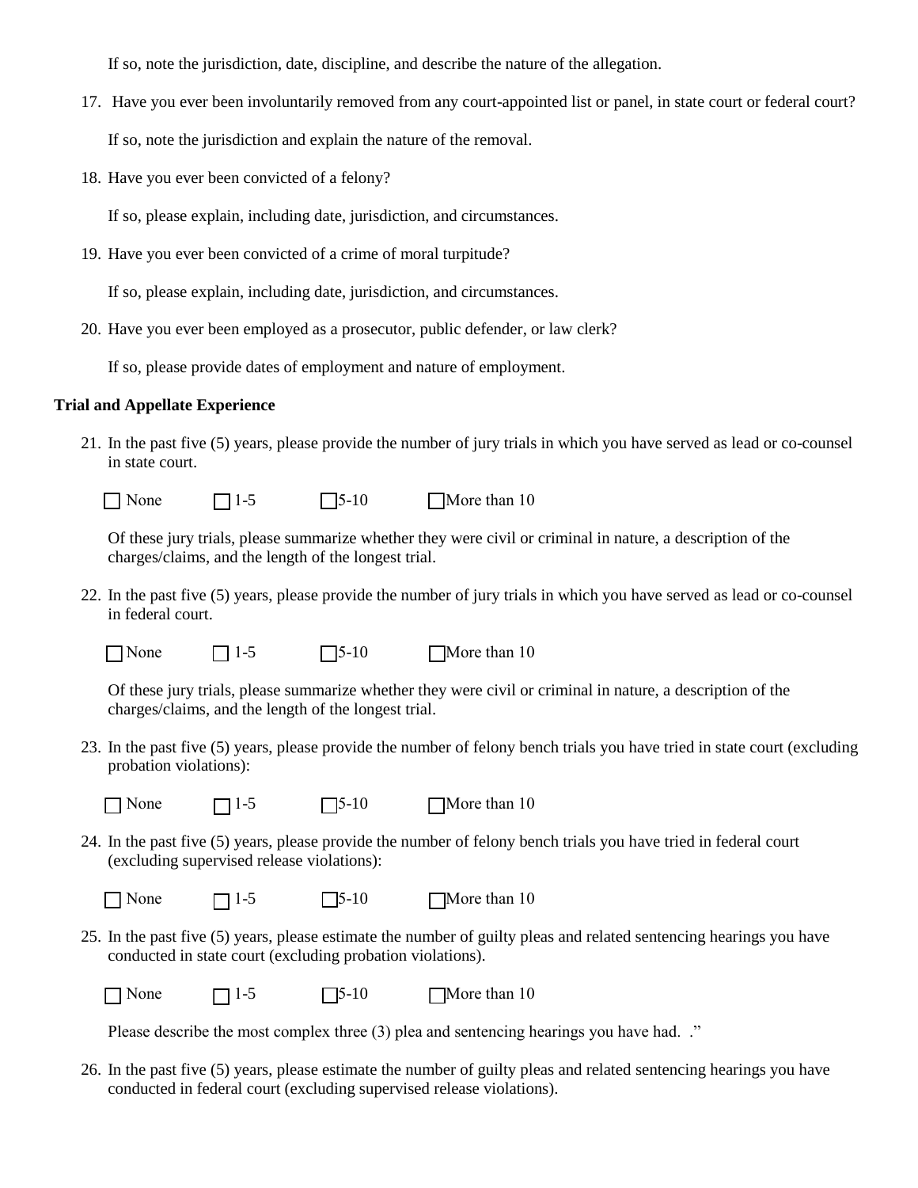If so, note the jurisdiction, date, discipline, and describe the nature of the allegation.

17. Have you ever been involuntarily removed from any court-appointed list or panel, in state court or federal court?

    If so, note the jurisdiction and explain the nature of the removal.

18. Have you ever been convicted of a felony?

    If so, please explain, including date, jurisdiction, and circumstances.

19. Have you ever been convicted of a crime of moral turpitude?

    If so, please explain, including date, jurisdiction, and circumstances.

20. Have you ever been employed as a prosecutor, public defender, or law clerk?

    If so, please provide dates of employment and nature of employment.

**Trial and Appellate Experience**

21. In the past five (5) years, please provide the number of jury trials in which you have served as lead or co-counsel in state court.

    ☐ None ☐ 1-5 ☐ 5-10 ☐ More than 10

    Of these jury trials, please summarize whether they were civil or criminal in nature, a description of the charges/claims, and the length of the longest trial.

22. In the past five (5) years, please provide the number of jury trials in which you have served as lead or co-counsel in federal court.

    ☐ None ☐ 1-5 ☐ 5-10 ☐ More than 10

    Of these jury trials, please summarize whether they were civil or criminal in nature, a description of the charges/claims, and the length of the longest trial.

23. In the past five (5) years, please provide the number of felony bench trials you have tried in state court (excluding probation violations):

    ☐ None ☐ 1-5 ☐ 5-10 ☐ More than 10

24. In the past five (5) years, please provide the number of felony bench trials you have tried in federal court (excluding supervised release violations):

    ☐ None ☐ 1-5 ☐ 5-10 ☐ More than 10

25. In the past five (5) years, please estimate the number of guilty pleas and related sentencing hearings you have conducted in state court (excluding probation violations).

    ☐ None ☐ 1-5 ☐ 5-10 ☐ More than 10

    Please describe the most complex three (3) plea and sentencing hearings you have had. ."

26. In the past five (5) years, please estimate the number of guilty pleas and related sentencing hearings you have conducted in federal court (excluding supervised release violations).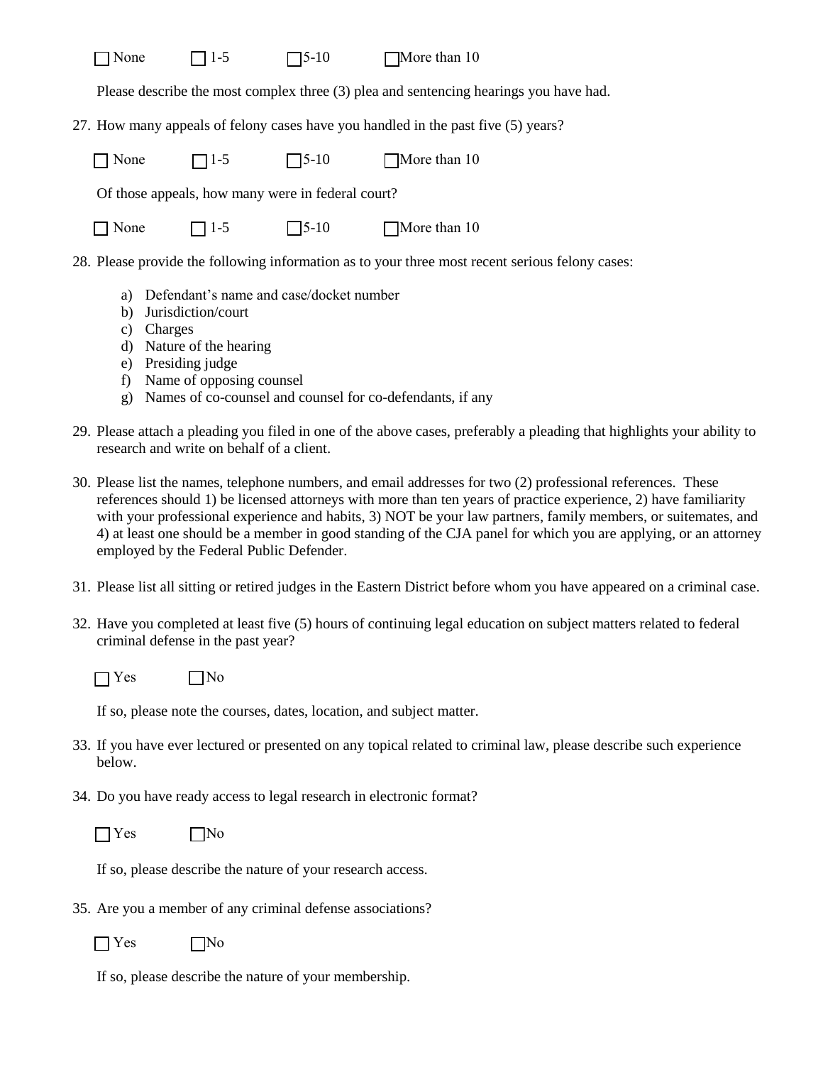☐ None ☐ 1-5 ☐ 5-10 ☐ More than 10

Please describe the most complex three (3) plea and sentencing hearings you have had.

27. How many appeals of felony cases have you handled in the past five (5) years?

    ☐ None ☐ 1-5 ☐ 5-10 ☐ More than 10

    Of those appeals, how many were in federal court?

    ☐ None ☐ 1-5 ☐ 5-10 ☐ More than 10

28. Please provide the following information as to your three most recent serious felony cases:

    a) Defendant's name and case/docket number
    b) Jurisdiction/court
    c) Charges
    d) Nature of the hearing
    e) Presiding judge
    f) Name of opposing counsel
    g) Names of co-counsel and counsel for co-defendants, if any

29. Please attach a pleading you filed in one of the above cases, preferably a pleading that highlights your ability to research and write on behalf of a client.

30. Please list the names, telephone numbers, and email addresses for two (2) professional references. These references should 1) be licensed attorneys with more than ten years of practice experience, 2) have familiarity with your professional experience and habits, 3) NOT be your law partners, family members, or suitemates, and 4) at least one should be a member in good standing of the CJA panel for which you are applying, or an attorney employed by the Federal Public Defender.

31. Please list all sitting or retired judges in the Eastern District before whom you have appeared on a criminal case.

32. Have you completed at least five (5) hours of continuing legal education on subject matters related to federal criminal defense in the past year?

    ☐ Yes ☐ No

    If so, please note the courses, dates, location, and subject matter.

33. If you have ever lectured or presented on any topical related to criminal law, please describe such experience below.

34. Do you have ready access to legal research in electronic format?

    ☐ Yes ☐ No

    If so, please describe the nature of your research access.

35. Are you a member of any criminal defense associations?

    ☐ Yes ☐ No

    If so, please describe the nature of your membership.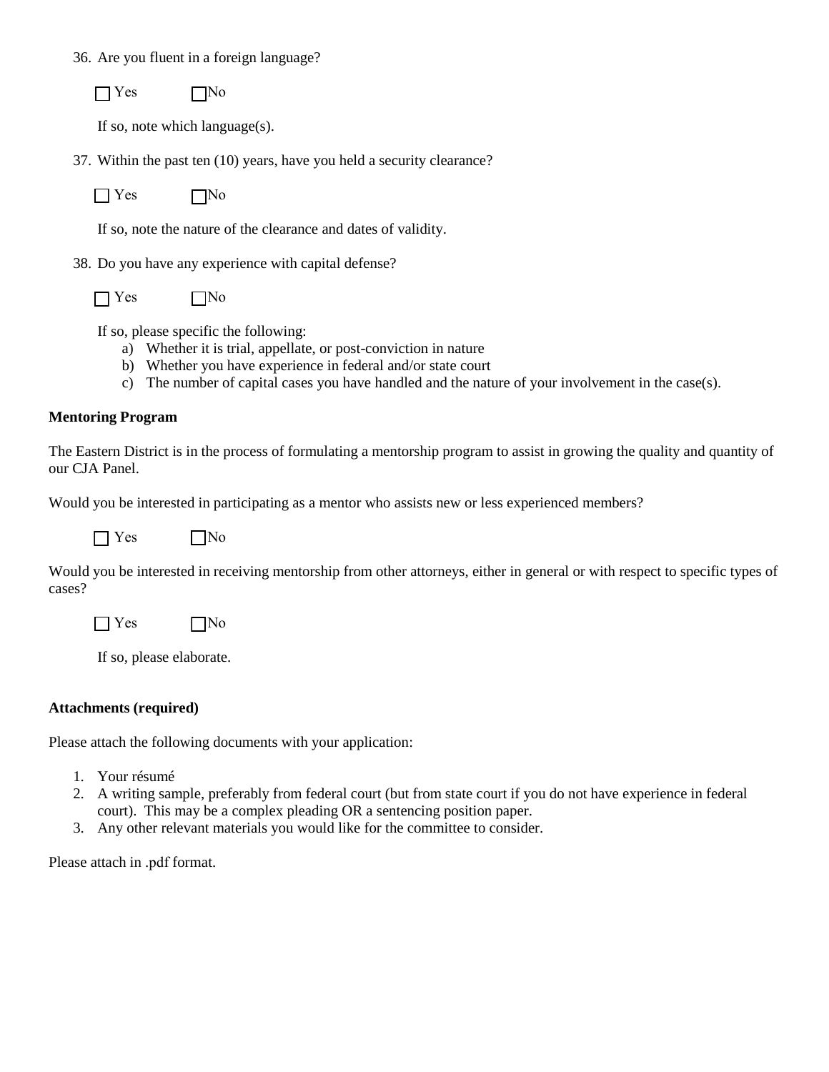36. Are you fluent in a foreign language?

☐ Yes ☐ No

If so, note which language(s).

37. Within the past ten (10) years, have you held a security clearance?

☐ Yes ☐ No

If so, note the nature of the clearance and dates of validity.

38. Do you have any experience with capital defense?

☐ Yes ☐ No

If so, please specific the following:

a) Whether it is trial, appellate, or post-conviction in nature
b) Whether you have experience in federal and/or state court
c) The number of capital cases you have handled and the nature of your involvement in the case(s).

**Mentoring Program**

The Eastern District is in the process of formulating a mentorship program to assist in growing the quality and quantity of our CJA Panel.

Would you be interested in participating as a mentor who assists new or less experienced members?

☐ Yes ☐ No

Would you be interested in receiving mentorship from other attorneys, either in general or with respect to specific types of cases?

☐ Yes ☐ No

If so, please elaborate.

**Attachments (required)**

Please attach the following documents with your application:

1. Your résumé
2. A writing sample, preferably from federal court (but from state court if you do not have experience in federal court). This may be a complex pleading OR a sentencing position paper.
3. Any other relevant materials you would like for the committee to consider.

Please attach in .pdf format.